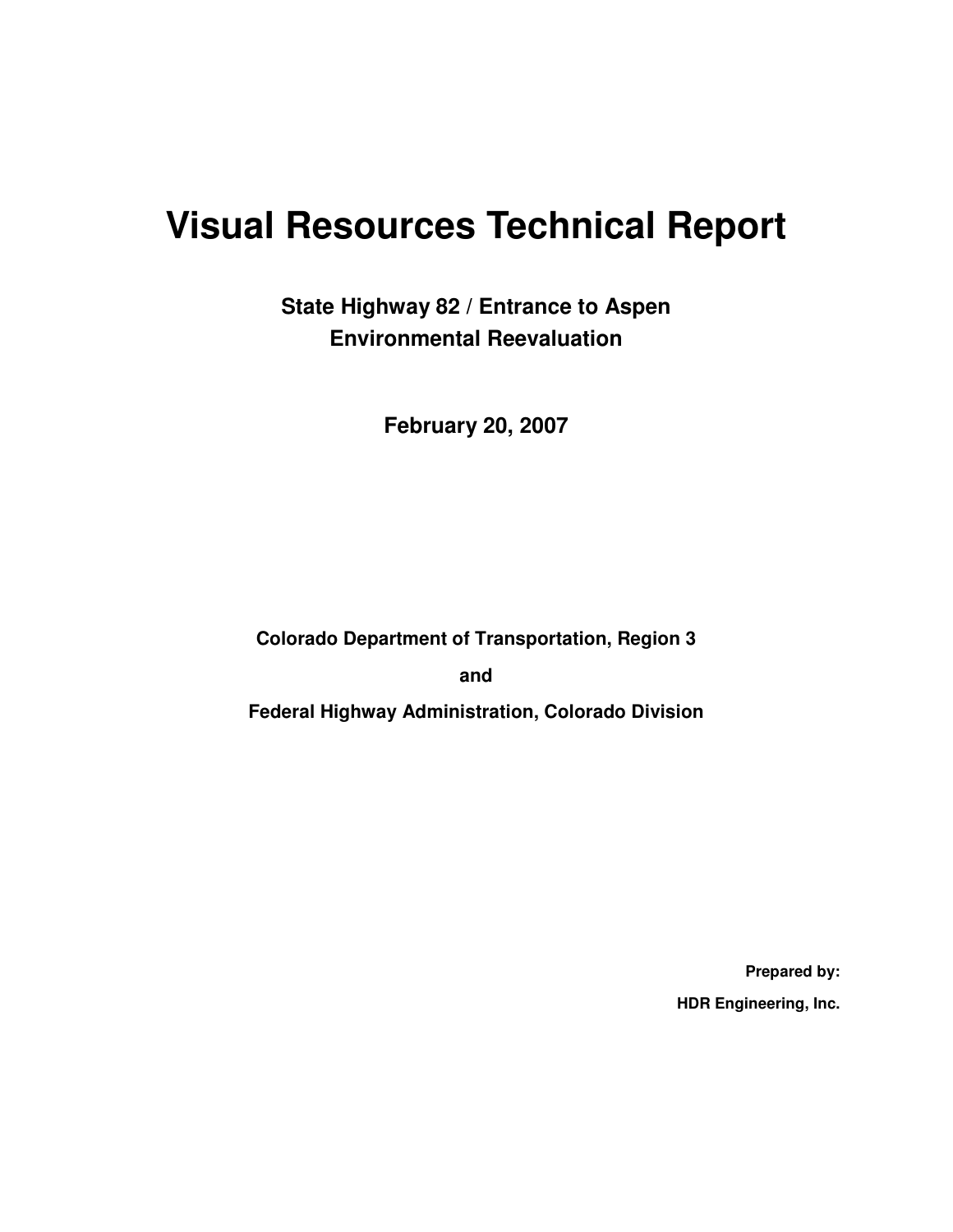# Visual Resources Technical Report

## State Highway 82 / Entrance to Aspen Environmental Reevaluation

**February 20, 2007**

**Colorado Department of Transportation, Region 3**

**and**

**Federal Highway Administration, Colorado Division**

**Prepared by:**

**HDR Engineering, Inc.**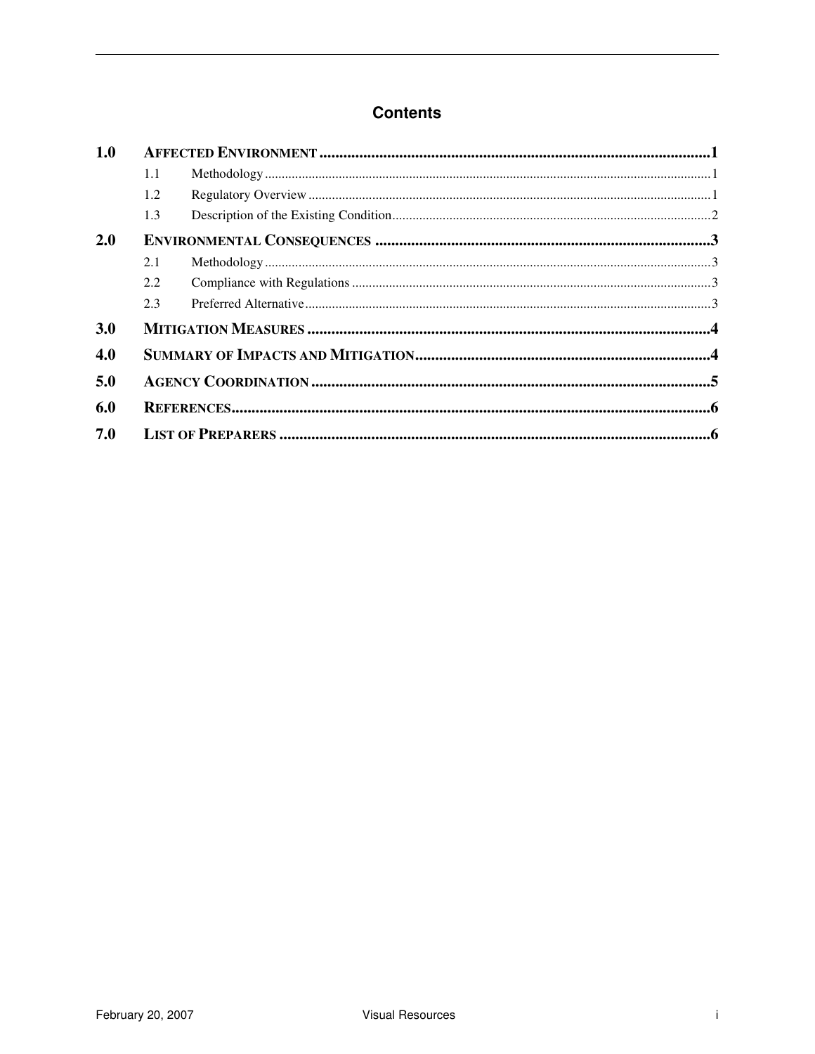# Contents

| | | |
|---|---|---|
| **1.0** | **AFFECTED ENVIRONMENT** | **1** |
| 1.1 | Methodology | 1 |
| 1.2 | Regulatory Overview | 1 |
| 1.3 | Description of the Existing Condition | 2 |
| **2.0** | **ENVIRONMENTAL CONSEQUENCES** | **3** |
| 2.1 | Methodology | 3 |
| 2.2 | Compliance with Regulations | 3 |
| 2.3 | Preferred Alternative | 3 |
| **3.0** | **MITIGATION MEASURES** | **4** |
| **4.0** | **SUMMARY OF IMPACTS AND MITIGATION** | **4** |
| **5.0** | **AGENCY COORDINATION** | **5** |
| **6.0** | **REFERENCES** | **6** |
| **7.0** | **LIST OF PREPARERS** | **6** |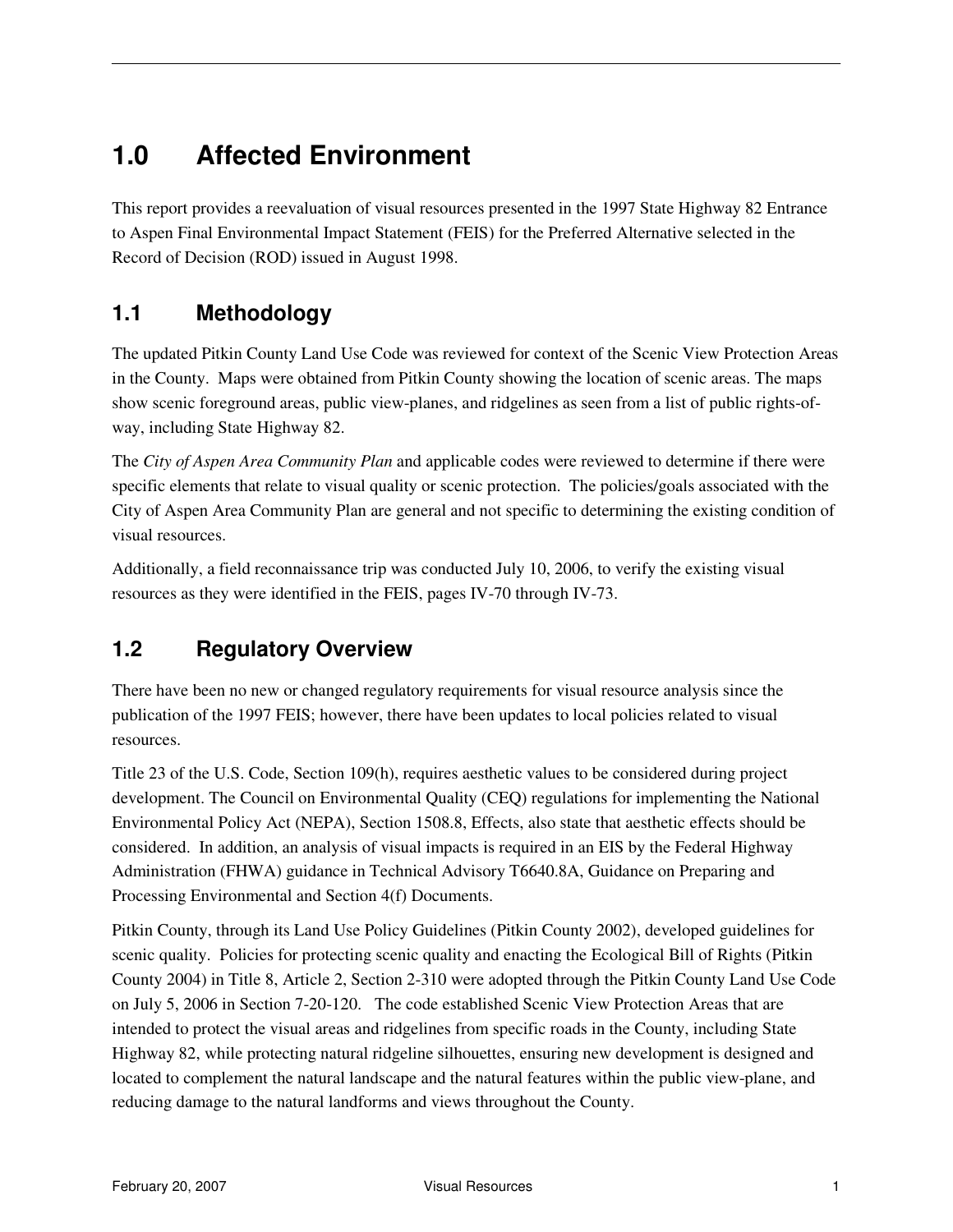# 1.0 Affected Environment

This report provides a reevaluation of visual resources presented in the 1997 State Highway 82 Entrance to Aspen Final Environmental Impact Statement (FEIS) for the Preferred Alternative selected in the Record of Decision (ROD) issued in August 1998.

## 1.1 Methodology

The updated Pitkin County Land Use Code was reviewed for context of the Scenic View Protection Areas in the County. Maps were obtained from Pitkin County showing the location of scenic areas. The maps show scenic foreground areas, public view-planes, and ridgelines as seen from a list of public rights-of-way, including State Highway 82.

The *City of Aspen Area Community Plan* and applicable codes were reviewed to determine if there were specific elements that relate to visual quality or scenic protection. The policies/goals associated with the City of Aspen Area Community Plan are general and not specific to determining the existing condition of visual resources.

Additionally, a field reconnaissance trip was conducted July 10, 2006, to verify the existing visual resources as they were identified in the FEIS, pages IV-70 through IV-73.

## 1.2 Regulatory Overview

There have been no new or changed regulatory requirements for visual resource analysis since the publication of the 1997 FEIS; however, there have been updates to local policies related to visual resources.

Title 23 of the U.S. Code, Section 109(h), requires aesthetic values to be considered during project development. The Council on Environmental Quality (CEQ) regulations for implementing the National Environmental Policy Act (NEPA), Section 1508.8, Effects, also state that aesthetic effects should be considered. In addition, an analysis of visual impacts is required in an EIS by the Federal Highway Administration (FHWA) guidance in Technical Advisory T6640.8A, Guidance on Preparing and Processing Environmental and Section 4(f) Documents.

Pitkin County, through its Land Use Policy Guidelines (Pitkin County 2002), developed guidelines for scenic quality. Policies for protecting scenic quality and enacting the Ecological Bill of Rights (Pitkin County 2004) in Title 8, Article 2, Section 2-310 were adopted through the Pitkin County Land Use Code on July 5, 2006 in Section 7-20-120. The code established Scenic View Protection Areas that are intended to protect the visual areas and ridgelines from specific roads in the County, including State Highway 82, while protecting natural ridgeline silhouettes, ensuring new development is designed and located to complement the natural landscape and the natural features within the public view-plane, and reducing damage to the natural landforms and views throughout the County.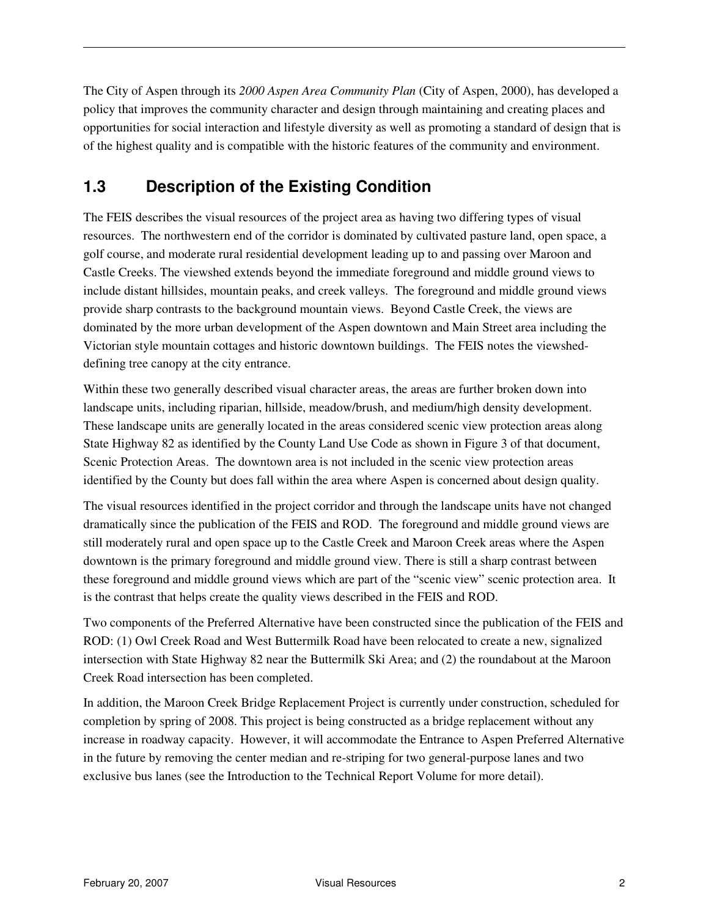The City of Aspen through its *2000 Aspen Area Community Plan* (City of Aspen, 2000), has developed a policy that improves the community character and design through maintaining and creating places and opportunities for social interaction and lifestyle diversity as well as promoting a standard of design that is of the highest quality and is compatible with the historic features of the community and environment.

## 1.3 Description of the Existing Condition

The FEIS describes the visual resources of the project area as having two differing types of visual resources. The northwestern end of the corridor is dominated by cultivated pasture land, open space, a golf course, and moderate rural residential development leading up to and passing over Maroon and Castle Creeks. The viewshed extends beyond the immediate foreground and middle ground views to include distant hillsides, mountain peaks, and creek valleys. The foreground and middle ground views provide sharp contrasts to the background mountain views. Beyond Castle Creek, the views are dominated by the more urban development of the Aspen downtown and Main Street area including the Victorian style mountain cottages and historic downtown buildings. The FEIS notes the viewshed-defining tree canopy at the city entrance.

Within these two generally described visual character areas, the areas are further broken down into landscape units, including riparian, hillside, meadow/brush, and medium/high density development. These landscape units are generally located in the areas considered scenic view protection areas along State Highway 82 as identified by the County Land Use Code as shown in Figure 3 of that document, Scenic Protection Areas. The downtown area is not included in the scenic view protection areas identified by the County but does fall within the area where Aspen is concerned about design quality.

The visual resources identified in the project corridor and through the landscape units have not changed dramatically since the publication of the FEIS and ROD. The foreground and middle ground views are still moderately rural and open space up to the Castle Creek and Maroon Creek areas where the Aspen downtown is the primary foreground and middle ground view. There is still a sharp contrast between these foreground and middle ground views which are part of the "scenic view" scenic protection area. It is the contrast that helps create the quality views described in the FEIS and ROD.

Two components of the Preferred Alternative have been constructed since the publication of the FEIS and ROD: (1) Owl Creek Road and West Buttermilk Road have been relocated to create a new, signalized intersection with State Highway 82 near the Buttermilk Ski Area; and (2) the roundabout at the Maroon Creek Road intersection has been completed.

In addition, the Maroon Creek Bridge Replacement Project is currently under construction, scheduled for completion by spring of 2008. This project is being constructed as a bridge replacement without any increase in roadway capacity. However, it will accommodate the Entrance to Aspen Preferred Alternative in the future by removing the center median and re-striping for two general-purpose lanes and two exclusive bus lanes (see the Introduction to the Technical Report Volume for more detail).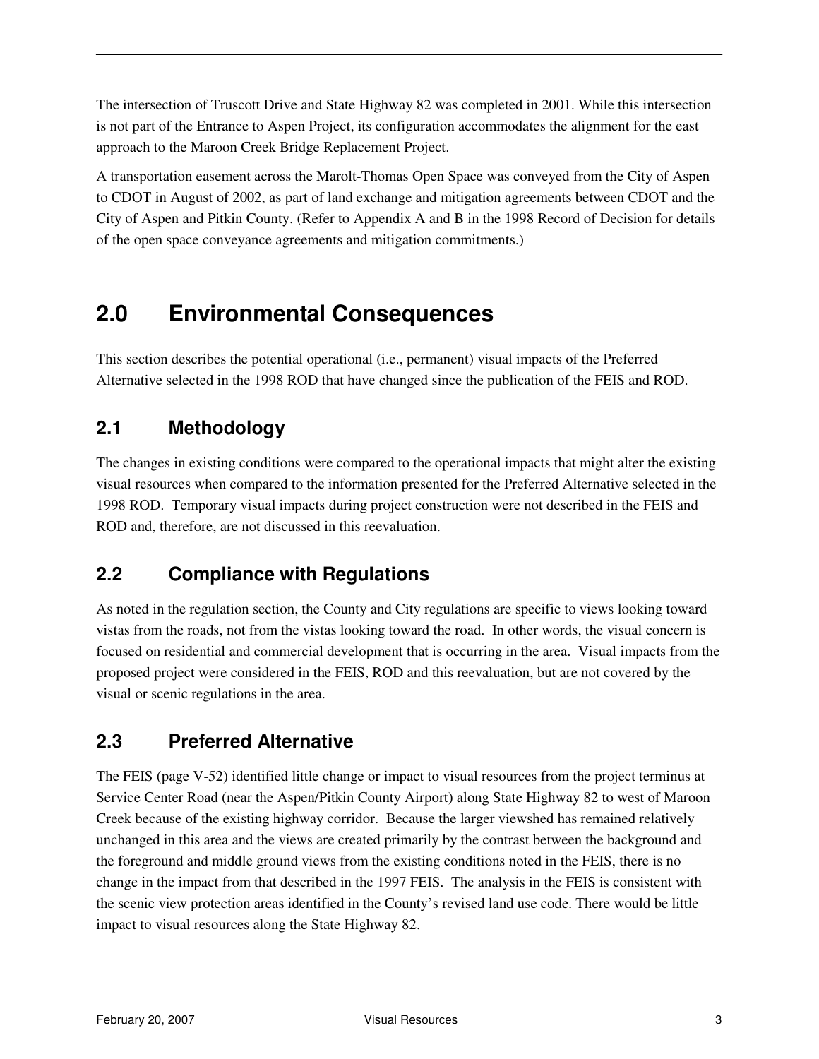The intersection of Truscott Drive and State Highway 82 was completed in 2001. While this intersection is not part of the Entrance to Aspen Project, its configuration accommodates the alignment for the east approach to the Maroon Creek Bridge Replacement Project.

A transportation easement across the Marolt-Thomas Open Space was conveyed from the City of Aspen to CDOT in August of 2002, as part of land exchange and mitigation agreements between CDOT and the City of Aspen and Pitkin County. (Refer to Appendix A and B in the 1998 Record of Decision for details of the open space conveyance agreements and mitigation commitments.)

# 2.0 Environmental Consequences

This section describes the potential operational (i.e., permanent) visual impacts of the Preferred Alternative selected in the 1998 ROD that have changed since the publication of the FEIS and ROD.

## 2.1 Methodology

The changes in existing conditions were compared to the operational impacts that might alter the existing visual resources when compared to the information presented for the Preferred Alternative selected in the 1998 ROD. Temporary visual impacts during project construction were not described in the FEIS and ROD and, therefore, are not discussed in this reevaluation.

## 2.2 Compliance with Regulations

As noted in the regulation section, the County and City regulations are specific to views looking toward vistas from the roads, not from the vistas looking toward the road. In other words, the visual concern is focused on residential and commercial development that is occurring in the area. Visual impacts from the proposed project were considered in the FEIS, ROD and this reevaluation, but are not covered by the visual or scenic regulations in the area.

## 2.3 Preferred Alternative

The FEIS (page V-52) identified little change or impact to visual resources from the project terminus at Service Center Road (near the Aspen/Pitkin County Airport) along State Highway 82 to west of Maroon Creek because of the existing highway corridor. Because the larger viewshed has remained relatively unchanged in this area and the views are created primarily by the contrast between the background and the foreground and middle ground views from the existing conditions noted in the FEIS, there is no change in the impact from that described in the 1997 FEIS. The analysis in the FEIS is consistent with the scenic view protection areas identified in the County's revised land use code. There would be little impact to visual resources along the State Highway 82.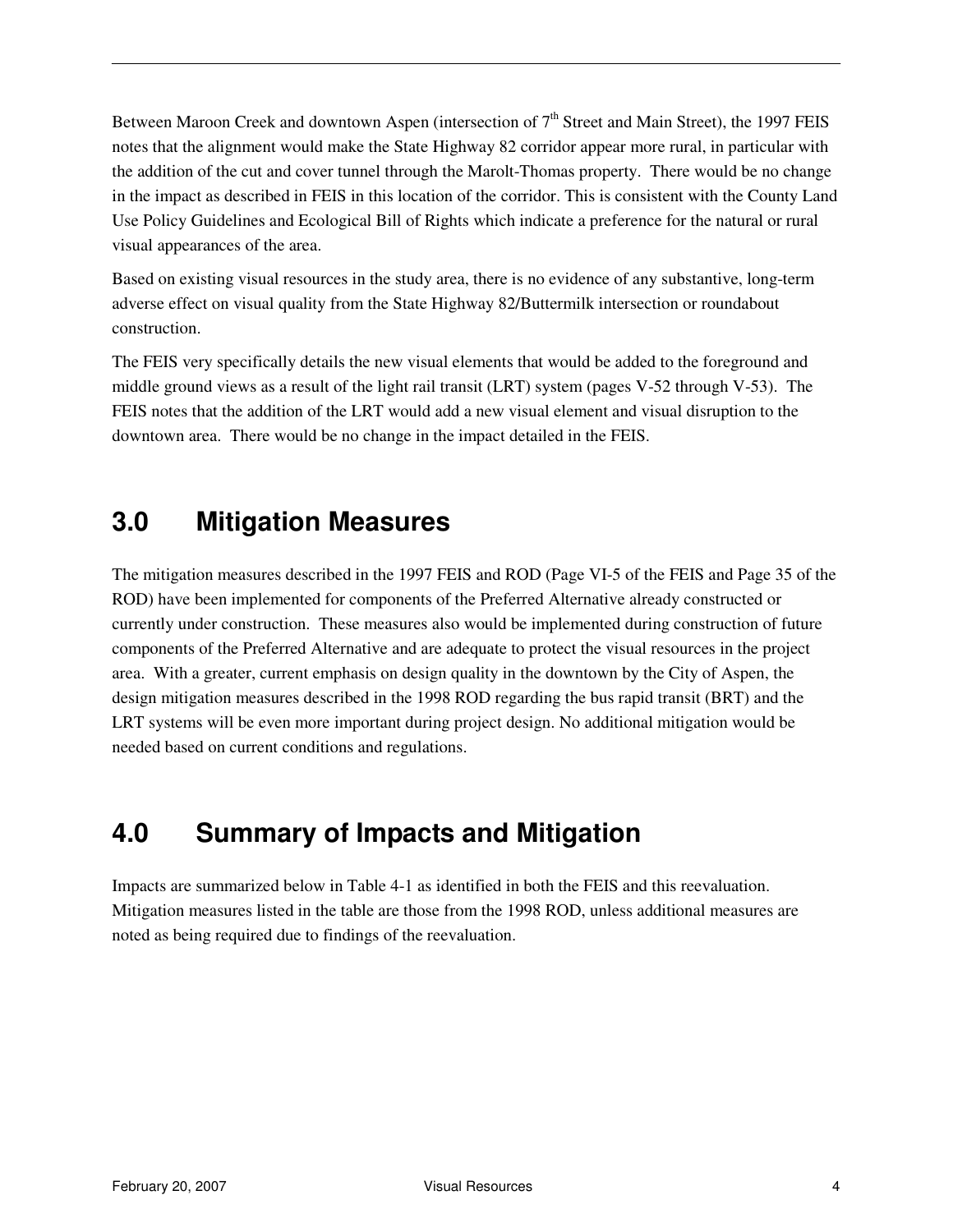Between Maroon Creek and downtown Aspen (intersection of 7th Street and Main Street), the 1997 FEIS notes that the alignment would make the State Highway 82 corridor appear more rural, in particular with the addition of the cut and cover tunnel through the Marolt-Thomas property. There would be no change in the impact as described in FEIS in this location of the corridor. This is consistent with the County Land Use Policy Guidelines and Ecological Bill of Rights which indicate a preference for the natural or rural visual appearances of the area.

Based on existing visual resources in the study area, there is no evidence of any substantive, long-term adverse effect on visual quality from the State Highway 82/Buttermilk intersection or roundabout construction.

The FEIS very specifically details the new visual elements that would be added to the foreground and middle ground views as a result of the light rail transit (LRT) system (pages V-52 through V-53). The FEIS notes that the addition of the LRT would add a new visual element and visual disruption to the downtown area. There would be no change in the impact detailed in the FEIS.

# 3.0 Mitigation Measures

The mitigation measures described in the 1997 FEIS and ROD (Page VI-5 of the FEIS and Page 35 of the ROD) have been implemented for components of the Preferred Alternative already constructed or currently under construction. These measures also would be implemented during construction of future components of the Preferred Alternative and are adequate to protect the visual resources in the project area. With a greater, current emphasis on design quality in the downtown by the City of Aspen, the design mitigation measures described in the 1998 ROD regarding the bus rapid transit (BRT) and the LRT systems will be even more important during project design. No additional mitigation would be needed based on current conditions and regulations.

# 4.0 Summary of Impacts and Mitigation

Impacts are summarized below in Table 4-1 as identified in both the FEIS and this reevaluation. Mitigation measures listed in the table are those from the 1998 ROD, unless additional measures are noted as being required due to findings of the reevaluation.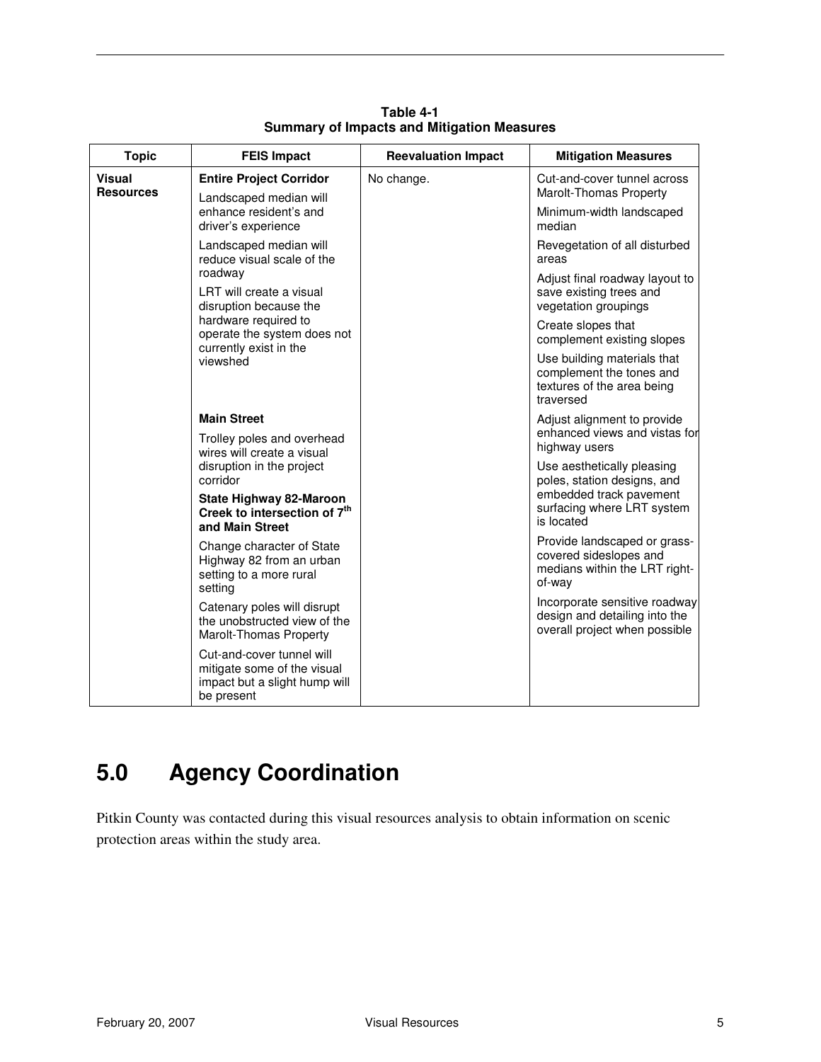**Table 4-1**
**Summary of Impacts and Mitigation Measures**

| Topic | FEIS Impact | Reevaluation Impact | Mitigation Measures |
|---|---|---|---|
| **Visual Resources** | **Entire Project Corridor**<br>Landscaped median will enhance resident's and driver's experience<br>Landscaped median will reduce visual scale of the roadway<br>LRT will create a visual disruption because the hardware required to operate the system does not currently exist in the viewshed<br>**Main Street**<br>Trolley poles and overhead wires will create a visual disruption in the project corridor<br>**State Highway 82-Maroon Creek to intersection of 7th and Main Street**<br>Change character of State Highway 82 from an urban setting to a more rural setting<br>Catenary poles will disrupt the unobstructed view of the Marolt-Thomas Property<br>Cut-and-cover tunnel will mitigate some of the visual impact but a slight hump will be present | No change. | Cut-and-cover tunnel across Marolt-Thomas Property<br>Minimum-width landscaped median<br>Revegetation of all disturbed areas<br>Adjust final roadway layout to save existing trees and vegetation groupings<br>Create slopes that complement existing slopes<br>Use building materials that complement the tones and textures of the area being traversed<br>Adjust alignment to provide enhanced views and vistas for highway users<br>Use aesthetically pleasing poles, station designs, and embedded track pavement surfacing where LRT system is located<br>Provide landscaped or grass-covered sideslopes and medians within the LRT right-of-way<br>Incorporate sensitive roadway design and detailing into the overall project when possible |

# 5.0 Agency Coordination

Pitkin County was contacted during this visual resources analysis to obtain information on scenic protection areas within the study area.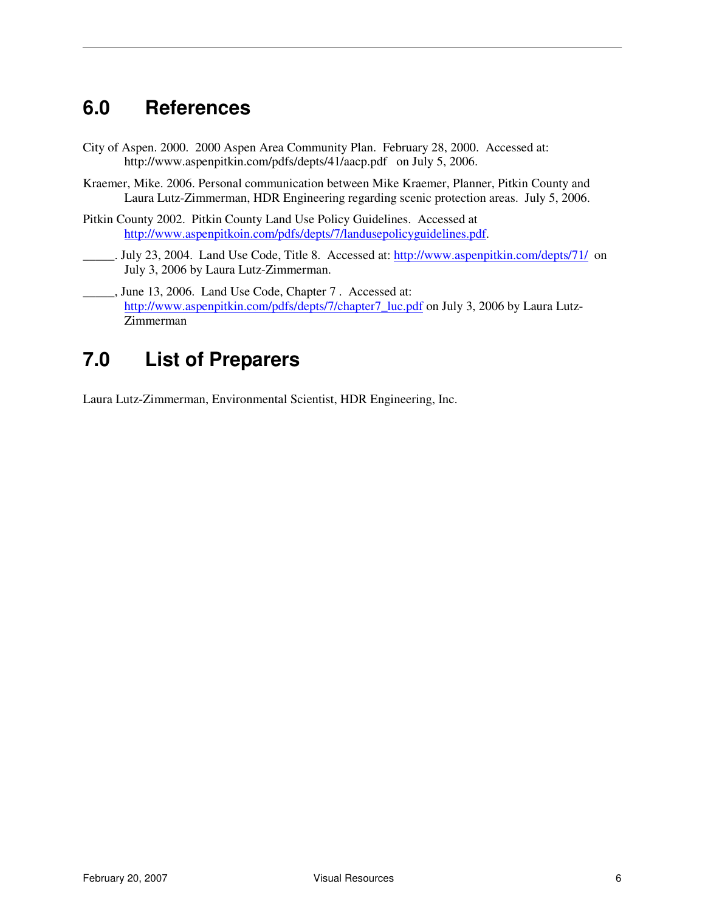# 6.0 References

City of Aspen. 2000. 2000 Aspen Area Community Plan. February 28, 2000. Accessed at: http://www.aspenpitkin.com/pdfs/depts/41/aacp.pdf on July 5, 2006.

Kraemer, Mike. 2006. Personal communication between Mike Kraemer, Planner, Pitkin County and Laura Lutz-Zimmerman, HDR Engineering regarding scenic protection areas. July 5, 2006.

Pitkin County 2002. Pitkin County Land Use Policy Guidelines. Accessed at http://www.aspenpitkoin.com/pdfs/depts/7/landusepolicyguidelines.pdf.

_____. July 23, 2004. Land Use Code, Title 8. Accessed at: http://www.aspenpitkin.com/depts/71/ on July 3, 2006 by Laura Lutz-Zimmerman.

_____, June 13, 2006. Land Use Code, Chapter 7 . Accessed at: http://www.aspenpitkin.com/pdfs/depts/7/chapter7_luc.pdf on July 3, 2006 by Laura Lutz-Zimmerman

# 7.0 List of Preparers

Laura Lutz-Zimmerman, Environmental Scientist, HDR Engineering, Inc.